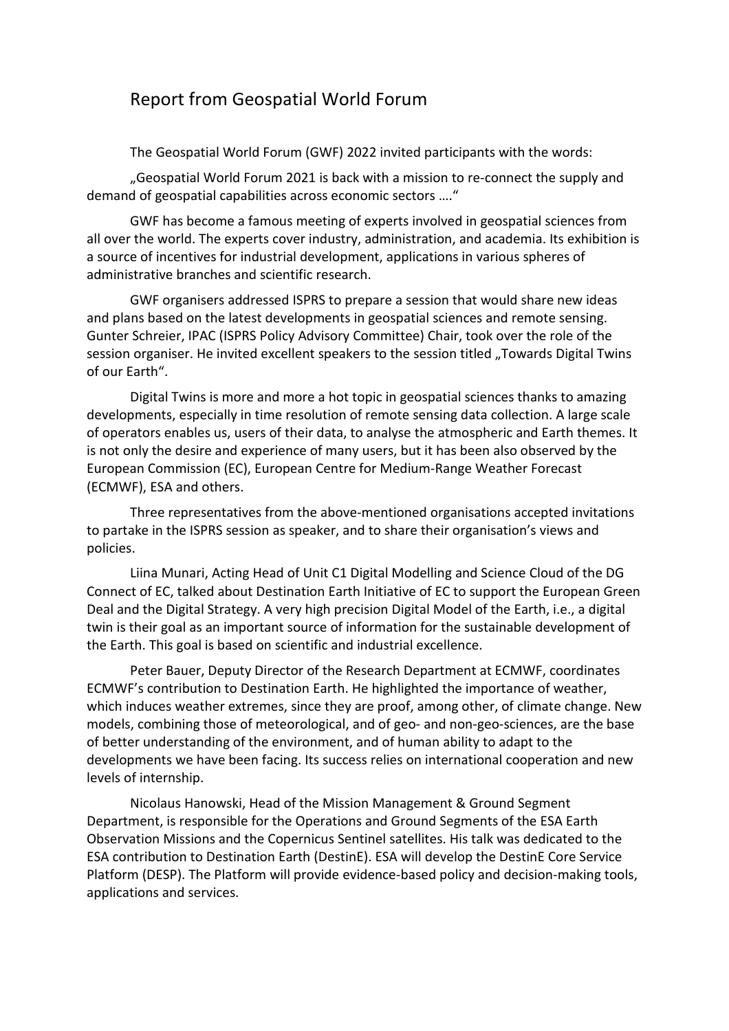# Report from Geospatial World Forum

The Geospatial World Forum (GWF) 2022 invited participants with the words:

„Geospatial World Forum 2021 is back with a mission to re-connect the supply and demand of geospatial capabilities across economic sectors ….“

GWF has become a famous meeting of experts involved in geospatial sciences from all over the world. The experts cover industry, administration, and academia. Its exhibition is a source of incentives for industrial development, applications in various spheres of administrative branches and scientific research.

GWF organisers addressed ISPRS to prepare a session that would share new ideas and plans based on the latest developments in geospatial sciences and remote sensing. Gunter Schreier, IPAC (ISPRS Policy Advisory Committee) Chair, took over the role of the session organiser. He invited excellent speakers to the session titled „Towards Digital Twins of our Earth“.

Digital Twins is more and more a hot topic in geospatial sciences thanks to amazing developments, especially in time resolution of remote sensing data collection. A large scale of operators enables us, users of their data, to analyse the atmospheric and Earth themes. It is not only the desire and experience of many users, but it has been also observed by the European Commission (EC), European Centre for Medium-Range Weather Forecast (ECMWF), ESA and others.

Three representatives from the above-mentioned organisations accepted invitations to partake in the ISPRS session as speaker, and to share their organisation's views and policies.

Liina Munari, Acting Head of Unit C1 Digital Modelling and Science Cloud of the DG Connect of EC, talked about Destination Earth Initiative of EC to support the European Green Deal and the Digital Strategy. A very high precision Digital Model of the Earth, i.e., a digital twin is their goal as an important source of information for the sustainable development of the Earth. This goal is based on scientific and industrial excellence.

Peter Bauer, Deputy Director of the Research Department at ECMWF, coordinates ECMWF's contribution to Destination Earth. He highlighted the importance of weather, which induces weather extremes, since they are proof, among other, of climate change. New models, combining those of meteorological, and of geo- and non-geo-sciences, are the base of better understanding of the environment, and of human ability to adapt to the developments we have been facing. Its success relies on international cooperation and new levels of internship.

Nicolaus Hanowski, Head of the Mission Management & Ground Segment Department, is responsible for the Operations and Ground Segments of the ESA Earth Observation Missions and the Copernicus Sentinel satellites. His talk was dedicated to the ESA contribution to Destination Earth (DestinE). ESA will develop the DestinE Core Service Platform (DESP). The Platform will provide evidence-based policy and decision-making tools, applications and services.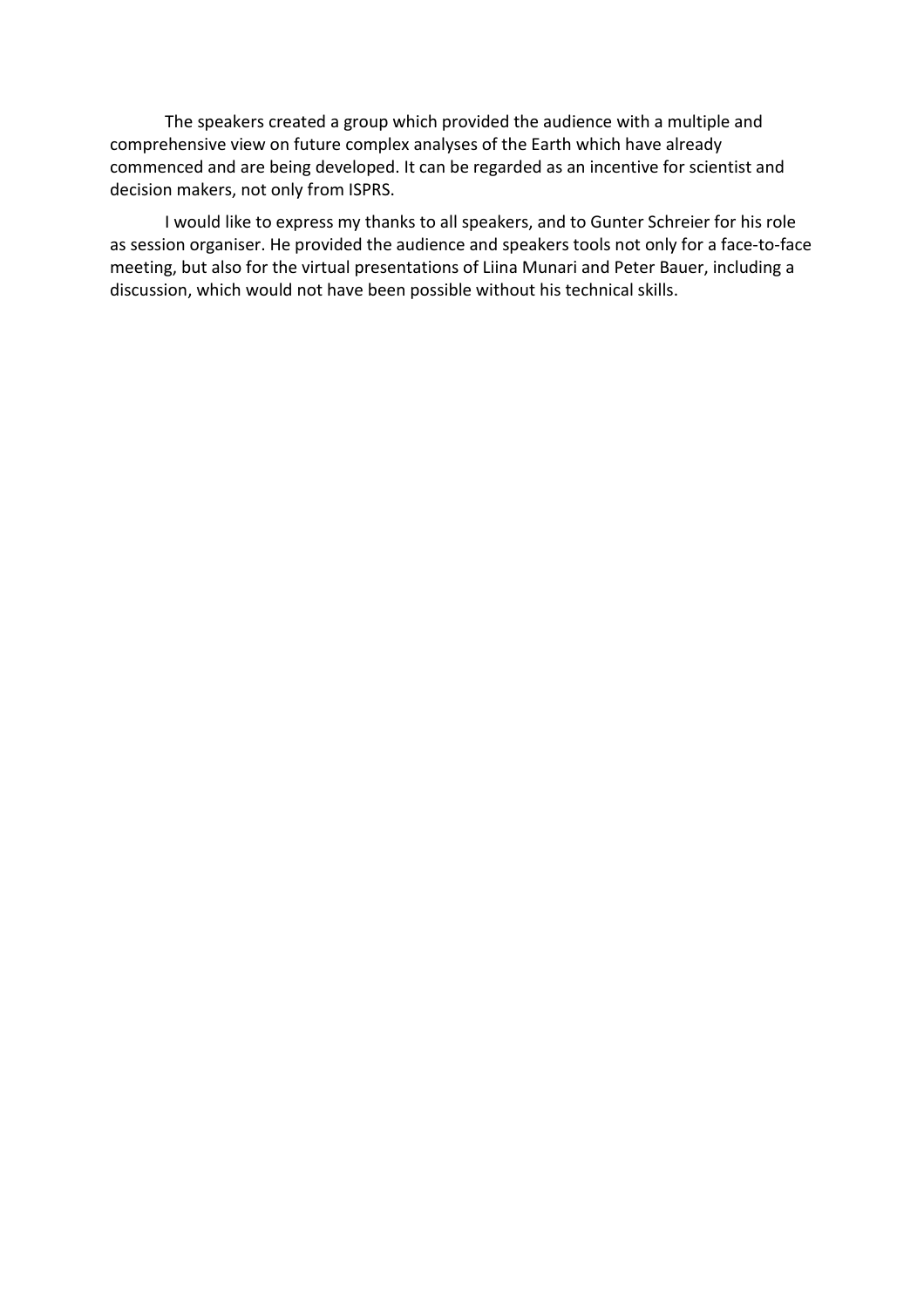The speakers created a group which provided the audience with a multiple and comprehensive view on future complex analyses of the Earth which have already commenced and are being developed. It can be regarded as an incentive for scientist and decision makers, not only from ISPRS.

I would like to express my thanks to all speakers, and to Gunter Schreier for his role as session organiser. He provided the audience and speakers tools not only for a face-to-face meeting, but also for the virtual presentations of Liina Munari and Peter Bauer, including a discussion, which would not have been possible without his technical skills.